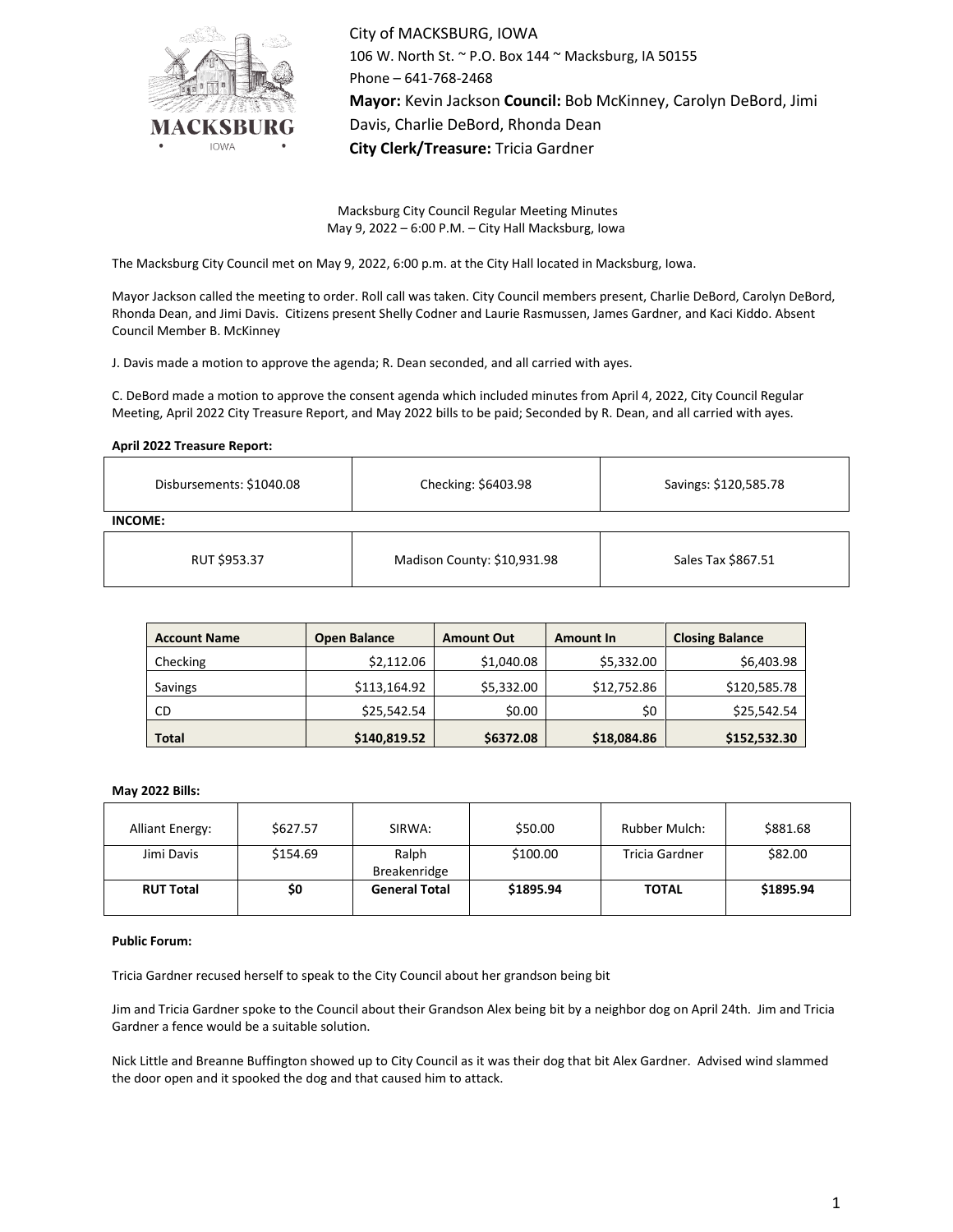City of MACKSBURG, IOWA
106 W. North St. ~ P.O. Box 144 ~ Macksburg, IA 50155
Phone – 641-768-2468
**Mayor:** Kevin Jackson **Council:** Bob McKinney, Carolyn DeBord, Jimi Davis, Charlie DeBord, Rhonda Dean
**City Clerk/Treasure:** Tricia Gardner

Macksburg City Council Regular Meeting Minutes
May 9, 2022 – 6:00 P.M. – City Hall Macksburg, Iowa

The Macksburg City Council met on May 9, 2022, 6:00 p.m. at the City Hall located in Macksburg, Iowa.

Mayor Jackson called the meeting to order. Roll call was taken. City Council members present, Charlie DeBord, Carolyn DeBord, Rhonda Dean, and Jimi Davis. Citizens present Shelly Codner and Laurie Rasmussen, James Gardner, and Kaci Kiddo. Absent Council Member B. McKinney

J. Davis made a motion to approve the agenda; R. Dean seconded, and all carried with ayes.

C. DeBord made a motion to approve the consent agenda which included minutes from April 4, 2022, City Council Regular Meeting, April 2022 City Treasure Report, and May 2022 bills to be paid; Seconded by R. Dean, and all carried with ayes.

**April 2022 Treasure Report:**

| Disbursements: $1040.08 | Checking: $6403.98 | Savings: $120,585.78 |
|---|---|---|

**INCOME:**

| RUT $953.37 | Madison County: $10,931.98 | Sales Tax $867.51 |
|---|---|---|

| Account Name | Open Balance | Amount Out | Amount In | Closing Balance |
|---|---|---|---|---|
| Checking | $2,112.06 | $1,040.08 | $5,332.00 | $6,403.98 |
| Savings | $113,164.92 | $5,332.00 | $12,752.86 | $120,585.78 |
| CD | $25,542.54 | $0.00 | $0 | $25,542.54 |
| **Total** | **$140,819.52** | **$6372.08** | **$18,084.86** | **$152,532.30** |

**May 2022 Bills:**

| Alliant Energy: | $627.57 | SIRWA: | $50.00 | Rubber Mulch: | $881.68 |
|---|---|---|---|---|---|
| Jimi Davis | $154.69 | Ralph Breakenridge | $100.00 | Tricia Gardner | $82.00 |
| **RUT Total** | **$0** | **General Total** | **$1895.94** | **TOTAL** | **$1895.94** |

**Public Forum:**

Tricia Gardner recused herself to speak to the City Council about her grandson being bit

Jim and Tricia Gardner spoke to the Council about their Grandson Alex being bit by a neighbor dog on April 24th. Jim and Tricia Gardner a fence would be a suitable solution.

Nick Little and Breanne Buffington showed up to City Council as it was their dog that bit Alex Gardner. Advised wind slammed the door open and it spooked the dog and that caused him to attack.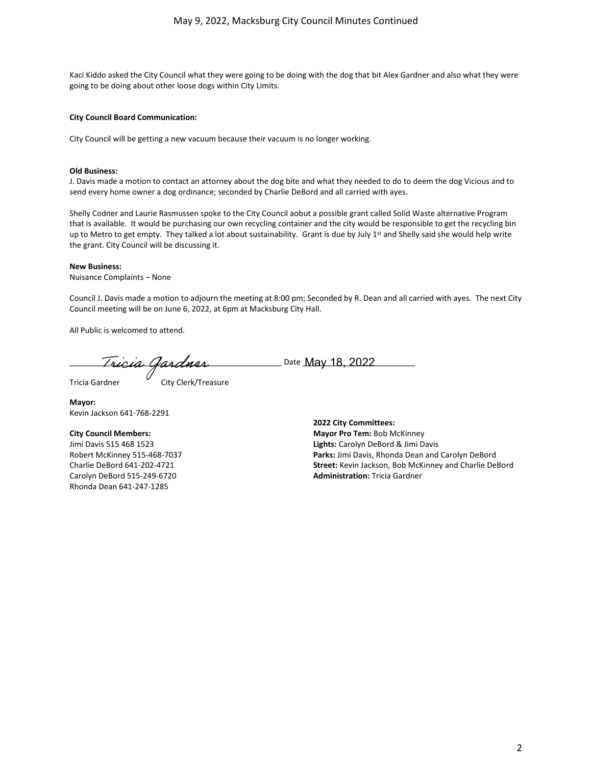Kaci Kiddo asked the City Council what they were going to be doing with the dog that bit Alex Gardner and also what they were going to be doing about other loose dogs within City Limits.

**City Council Board Communication:**

City Council will be getting a new vacuum because their vacuum is no longer working.

**Old Business:**
J. Davis made a motion to contact an attorney about the dog bite and what they needed to do to deem the dog Vicious and to send every home owner a dog ordinance; seconded by Charlie DeBord and all carried with ayes.

Shelly Codner and Laurie Rasmussen spoke to the City Council aobut a possible grant called Solid Waste alternative Program that is available. It would be purchasing our own recycling container and the city would be responsible to get the recycling bin up to Metro to get empty. They talked a lot about sustainability. Grant is due by July 1st and Shelly said she would help write the grant. City Council will be discussing it.

**New Business:**
Nuisance Complaints – None

Council J. Davis made a motion to adjourn the meeting at 8:00 pm; Seconded by R. Dean and all carried with ayes. The next City Council meeting will be on June 6, 2022, at 6pm at Macksburg City Hall.

All Public is welcomed to attend.

Tricia Gardner Date May 18, 2022

Tricia Gardner City Clerk/Treasure

**Mayor:**
Kevin Jackson 641-768-2291

**City Council Members:**
Jimi Davis 515 468 1523
Robert McKinney 515-468-7037
Charlie DeBord 641-202-4721
Carolyn DeBord 515-249-6720
Rhonda Dean 641-247-1285

**2022 City Committees:**
**Mayor Pro Tem:** Bob McKinney
**Lights:** Carolyn DeBord & Jimi Davis
**Parks:** Jimi Davis, Rhonda Dean and Carolyn DeBord
**Street:** Kevin Jackson, Bob McKinney and Charlie DeBord
**Administration:** Tricia Gardner